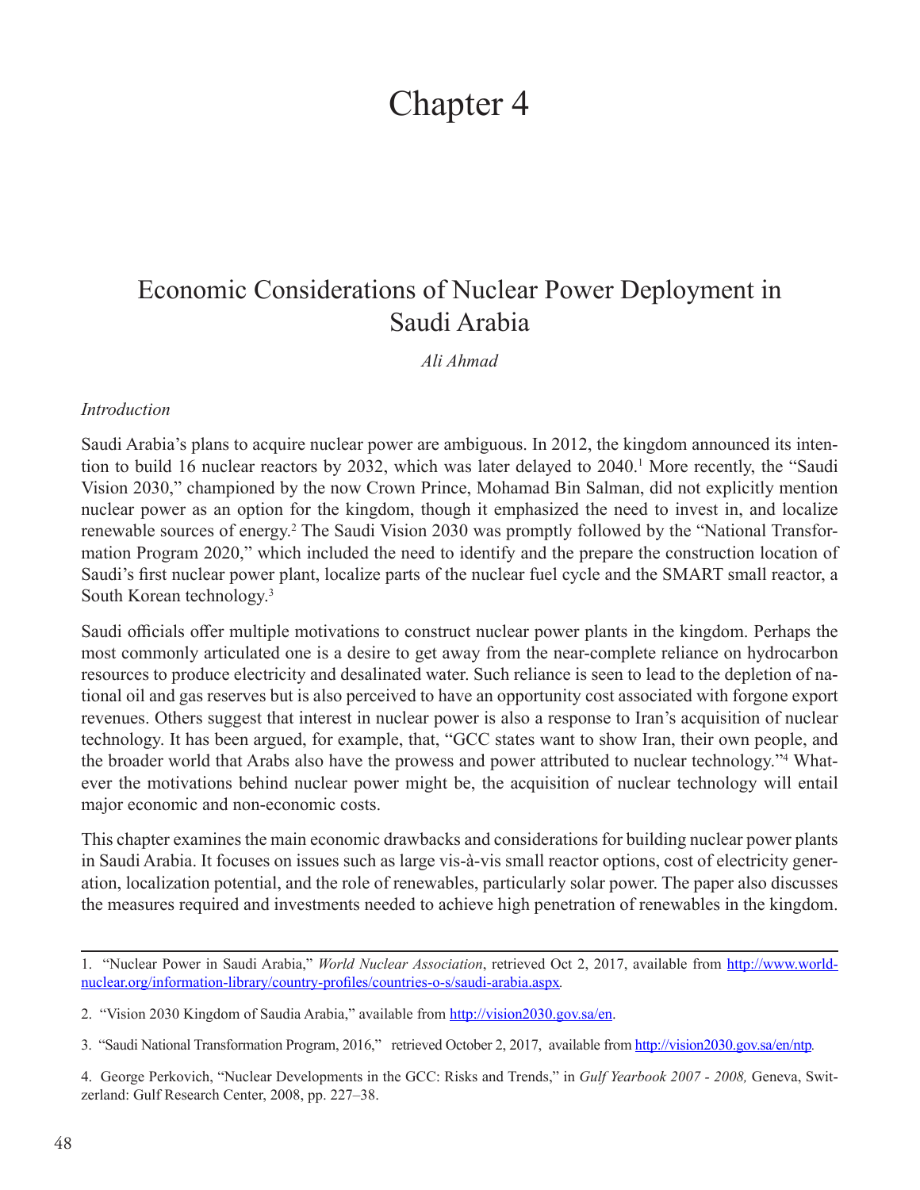# Chapter 4

## Economic Considerations of Nuclear Power Deployment in Saudi Arabia

*Ali Ahmad*

### *Introduction*

Saudi Arabia's plans to acquire nuclear power are ambiguous. In 2012, the kingdom announced its intention to build 16 nuclear reactors by 2032, which was later delayed to 2040.[1] More recently, the "Saudi Vision 2030," championed by the now Crown Prince, Mohamad Bin Salman, did not explicitly mention nuclear power as an option for the kingdom, though it emphasized the need to invest in, and localize renewable sources of energy.[2] The Saudi Vision 2030 was promptly followed by the "National Transformation Program 2020," which included the need to identify and the prepare the construction location of Saudi's first nuclear power plant, localize parts of the nuclear fuel cycle and the SMART small reactor, a South Korean technology.[3]

Saudi officials offer multiple motivations to construct nuclear power plants in the kingdom. Perhaps the most commonly articulated one is a desire to get away from the near-complete reliance on hydrocarbon resources to produce electricity and desalinated water. Such reliance is seen to lead to the depletion of national oil and gas reserves but is also perceived to have an opportunity cost associated with forgone export revenues. Others suggest that interest in nuclear power is also a response to Iran's acquisition of nuclear technology. It has been argued, for example, that, "GCC states want to show Iran, their own people, and the broader world that Arabs also have the prowess and power attributed to nuclear technology."[4] Whatever the motivations behind nuclear power might be, the acquisition of nuclear technology will entail major economic and non-economic costs.

This chapter examines the main economic drawbacks and considerations for building nuclear power plants in Saudi Arabia. It focuses on issues such as large vis-à-vis small reactor options, cost of electricity generation, localization potential, and the role of renewables, particularly solar power. The paper also discusses the measures required and investments needed to achieve high penetration of renewables in the kingdom.

---

1. "Nuclear Power in Saudi Arabia," *World Nuclear Association*, retrieved Oct 2, 2017, available from http://www.world-nuclear.org/information-library/country-profiles/countries-o-s/saudi-arabia.aspx.

2. "Vision 2030 Kingdom of Saudia Arabia," available from http://vision2030.gov.sa/en.

3. "Saudi National Transformation Program, 2016," retrieved October 2, 2017, available from http://vision2030.gov.sa/en/ntp.

4. George Perkovich, "Nuclear Developments in the GCC: Risks and Trends," in *Gulf Yearbook 2007 - 2008,* Geneva, Switzerland: Gulf Research Center, 2008, pp. 227–38.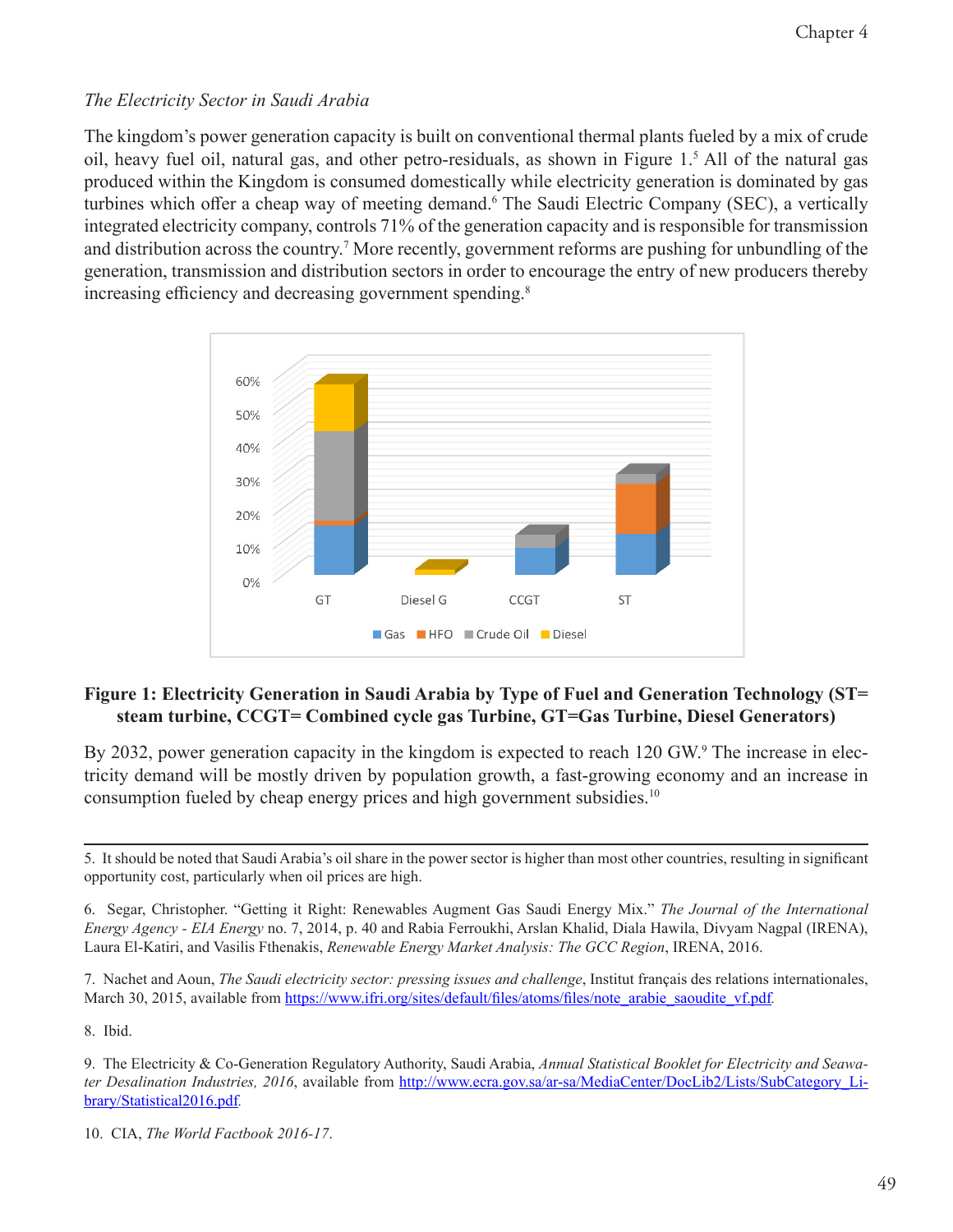*The Electricity Sector in Saudi Arabia*

The kingdom's power generation capacity is built on conventional thermal plants fueled by a mix of crude oil, heavy fuel oil, natural gas, and other petro-residuals, as shown in Figure 1.[5] All of the natural gas produced within the Kingdom is consumed domestically while electricity generation is dominated by gas turbines which offer a cheap way of meeting demand.[6] The Saudi Electric Company (SEC), a vertically integrated electricity company, controls 71% of the generation capacity and is responsible for transmission and distribution across the country.[7] More recently, government reforms are pushing for unbundling of the generation, transmission and distribution sectors in order to encourage the entry of new producers thereby increasing efficiency and decreasing government spending.[8]

**Figure 1: Electricity Generation in Saudi Arabia by Type of Fuel and Generation Technology (ST= steam turbine, CCGT= Combined cycle gas Turbine, GT=Gas Turbine, Diesel Generators)**

By 2032, power generation capacity in the kingdom is expected to reach 120 GW.[9] The increase in electricity demand will be mostly driven by population growth, a fast-growing economy and an increase in consumption fueled by cheap energy prices and high government subsidies.[10]

---

5. It should be noted that Saudi Arabia's oil share in the power sector is higher than most other countries, resulting in significant opportunity cost, particularly when oil prices are high.

6. Segar, Christopher. "Getting it Right: Renewables Augment Gas Saudi Energy Mix." *The Journal of the International Energy Agency - EIA Energy* no. 7, 2014, p. 40 and Rabia Ferroukhi, Arslan Khalid, Diala Hawila, Divyam Nagpal (IRENA), Laura El-Katiri, and Vasilis Fthenakis, *Renewable Energy Market Analysis: The GCC Region*, IRENA, 2016.

7. Nachet and Aoun, *The Saudi electricity sector: pressing issues and challenge*, Institut français des relations internationales, March 30, 2015, available from https://www.ifri.org/sites/default/files/atoms/files/note_arabie_saoudite_vf.pdf.

8. Ibid.

9. The Electricity & Co-Generation Regulatory Authority, Saudi Arabia, *Annual Statistical Booklet for Electricity and Seawater Desalination Industries, 2016*, available from http://www.ecra.gov.sa/ar-sa/MediaCenter/DocLib2/Lists/SubCategory_Library/Statistical2016.pdf.

10. CIA, *The World Factbook 2016-17*.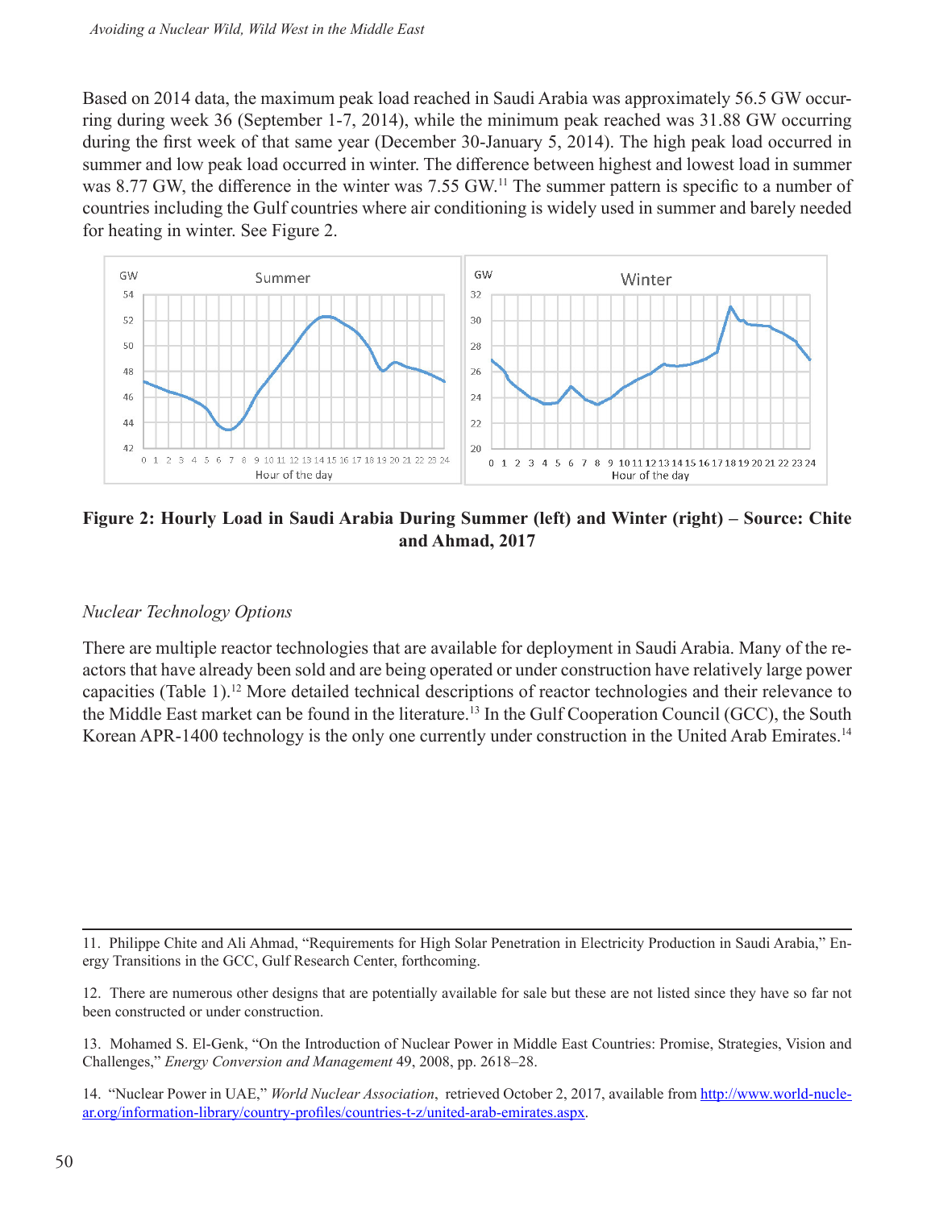Based on 2014 data, the maximum peak load reached in Saudi Arabia was approximately 56.5 GW occurring during week 36 (September 1-7, 2014), while the minimum peak reached was 31.88 GW occurring during the first week of that same year (December 30-January 5, 2014). The high peak load occurred in summer and low peak load occurred in winter. The difference between highest and lowest load in summer was 8.77 GW, the difference in the winter was 7.55 GW.[11] The summer pattern is specific to a number of countries including the Gulf countries where air conditioning is widely used in summer and barely needed for heating in winter. See Figure 2.

**Figure 2: Hourly Load in Saudi Arabia During Summer (left) and Winter (right) – Source: Chite and Ahmad, 2017**

*Nuclear Technology Options*

There are multiple reactor technologies that are available for deployment in Saudi Arabia. Many of the reactors that have already been sold and are being operated or under construction have relatively large power capacities (Table 1).[12] More detailed technical descriptions of reactor technologies and their relevance to the Middle East market can be found in the literature.[13] In the Gulf Cooperation Council (GCC), the South Korean APR-1400 technology is the only one currently under construction in the United Arab Emirates.[14]

---

11. Philippe Chite and Ali Ahmad, "Requirements for High Solar Penetration in Electricity Production in Saudi Arabia," Energy Transitions in the GCC, Gulf Research Center, forthcoming.

12. There are numerous other designs that are potentially available for sale but these are not listed since they have so far not been constructed or under construction.

13. Mohamed S. El-Genk, "On the Introduction of Nuclear Power in Middle East Countries: Promise, Strategies, Vision and Challenges," *Energy Conversion and Management* 49, 2008, pp. 2618–28.

14. "Nuclear Power in UAE," *World Nuclear Association*, retrieved October 2, 2017, available from http://www.world-nuclear.org/information-library/country-profiles/countries-t-z/united-arab-emirates.aspx.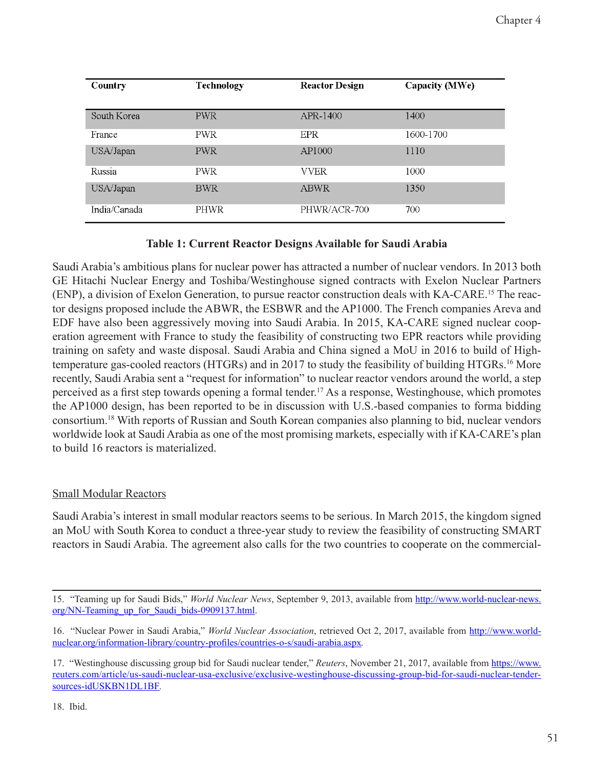| Country | Technology | Reactor Design | Capacity (MWe) |
|---|---|---|---|
| South Korea | PWR | APR-1400 | 1400 |
| France | PWR | EPR | 1600-1700 |
| USA/Japan | PWR | AP1000 | 1110 |
| Russia | PWR | VVER | 1000 |
| USA/Japan | BWR | ABWR | 1350 |
| India/Canada | PHWR | PHWR/ACR-700 | 700 |

**Table 1: Current Reactor Designs Available for Saudi Arabia**

Saudi Arabia's ambitious plans for nuclear power has attracted a number of nuclear vendors. In 2013 both GE Hitachi Nuclear Energy and Toshiba/Westinghouse signed contracts with Exelon Nuclear Partners (ENP), a division of Exelon Generation, to pursue reactor construction deals with KA-CARE.[15] The reactor designs proposed include the ABWR, the ESBWR and the AP1000. The French companies Areva and EDF have also been aggressively moving into Saudi Arabia. In 2015, KA-CARE signed nuclear cooperation agreement with France to study the feasibility of constructing two EPR reactors while providing training on safety and waste disposal. Saudi Arabia and China signed a MoU in 2016 to build of High-temperature gas-cooled reactors (HTGRs) and in 2017 to study the feasibility of building HTGRs.[16] More recently, Saudi Arabia sent a "request for information" to nuclear reactor vendors around the world, a step perceived as a first step towards opening a formal tender.[17] As a response, Westinghouse, which promotes the AP1000 design, has been reported to be in discussion with U.S.-based companies to forma bidding consortium.[18] With reports of Russian and South Korean companies also planning to bid, nuclear vendors worldwide look at Saudi Arabia as one of the most promising markets, especially with if KA-CARE's plan to build 16 reactors is materialized.

## Small Modular Reactors

Saudi Arabia's interest in small modular reactors seems to be serious. In March 2015, the kingdom signed an MoU with South Korea to conduct a three-year study to review the feasibility of constructing SMART reactors in Saudi Arabia. The agreement also calls for the two countries to cooperate on the commercial-

---

15. "Teaming up for Saudi Bids," *World Nuclear News*, September 9, 2013, available from http://www.world-nuclear-news.org/NN-Teaming_up_for_Saudi_bids-0909137.html.

16. "Nuclear Power in Saudi Arabia," *World Nuclear Association*, retrieved Oct 2, 2017, available from http://www.world-nuclear.org/information-library/country-profiles/countries-o-s/saudi-arabia.aspx.

17. "Westinghouse discussing group bid for Saudi nuclear tender," *Reuters*, November 21, 2017, available from https://www.reuters.com/article/us-saudi-nuclear-usa-exclusive/exclusive-westinghouse-discussing-group-bid-for-saudi-nuclear-tender-sources-idUSKBN1DL1BF.

18. Ibid.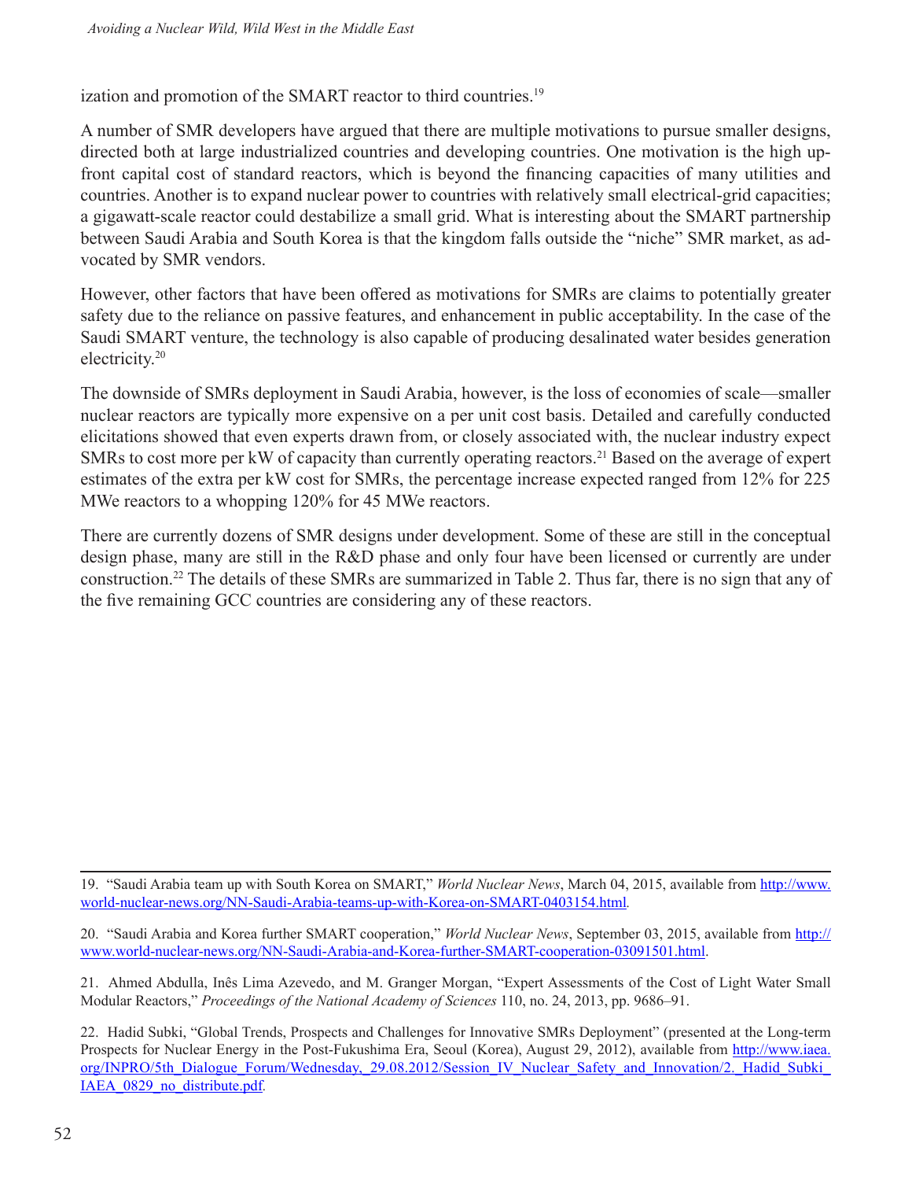ization and promotion of the SMART reactor to third countries.[19]

A number of SMR developers have argued that there are multiple motivations to pursue smaller designs, directed both at large industrialized countries and developing countries. One motivation is the high up-front capital cost of standard reactors, which is beyond the financing capacities of many utilities and countries. Another is to expand nuclear power to countries with relatively small electrical-grid capacities; a gigawatt-scale reactor could destabilize a small grid. What is interesting about the SMART partnership between Saudi Arabia and South Korea is that the kingdom falls outside the "niche" SMR market, as advocated by SMR vendors.

However, other factors that have been offered as motivations for SMRs are claims to potentially greater safety due to the reliance on passive features, and enhancement in public acceptability. In the case of the Saudi SMART venture, the technology is also capable of producing desalinated water besides generation electricity.[20]

The downside of SMRs deployment in Saudi Arabia, however, is the loss of economies of scale—smaller nuclear reactors are typically more expensive on a per unit cost basis. Detailed and carefully conducted elicitations showed that even experts drawn from, or closely associated with, the nuclear industry expect SMRs to cost more per kW of capacity than currently operating reactors.[21] Based on the average of expert estimates of the extra per kW cost for SMRs, the percentage increase expected ranged from 12% for 225 MWe reactors to a whopping 120% for 45 MWe reactors.

There are currently dozens of SMR designs under development. Some of these are still in the conceptual design phase, many are still in the R&D phase and only four have been licensed or currently are under construction.[22] The details of these SMRs are summarized in Table 2. Thus far, there is no sign that any of the five remaining GCC countries are considering any of these reactors.

---

19. "Saudi Arabia team up with South Korea on SMART," *World Nuclear News*, March 04, 2015, available from http://www.world-nuclear-news.org/NN-Saudi-Arabia-teams-up-with-Korea-on-SMART-0403154.html.

20. "Saudi Arabia and Korea further SMART cooperation," *World Nuclear News*, September 03, 2015, available from http://www.world-nuclear-news.org/NN-Saudi-Arabia-and-Korea-further-SMART-cooperation-03091501.html.

21. Ahmed Abdulla, Inês Lima Azevedo, and M. Granger Morgan, "Expert Assessments of the Cost of Light Water Small Modular Reactors," *Proceedings of the National Academy of Sciences* 110, no. 24, 2013, pp. 9686–91.

22. Hadid Subki, "Global Trends, Prospects and Challenges for Innovative SMRs Deployment" (presented at the Long-term Prospects for Nuclear Energy in the Post-Fukushima Era, Seoul (Korea), August 29, 2012), available from http://www.iaea.org/INPRO/5th_Dialogue_Forum/Wednesday,_29.08.2012/Session_IV_Nuclear_Safety_and_Innovation/2._Hadid_Subki_IAEA_0829_no_distribute.pdf.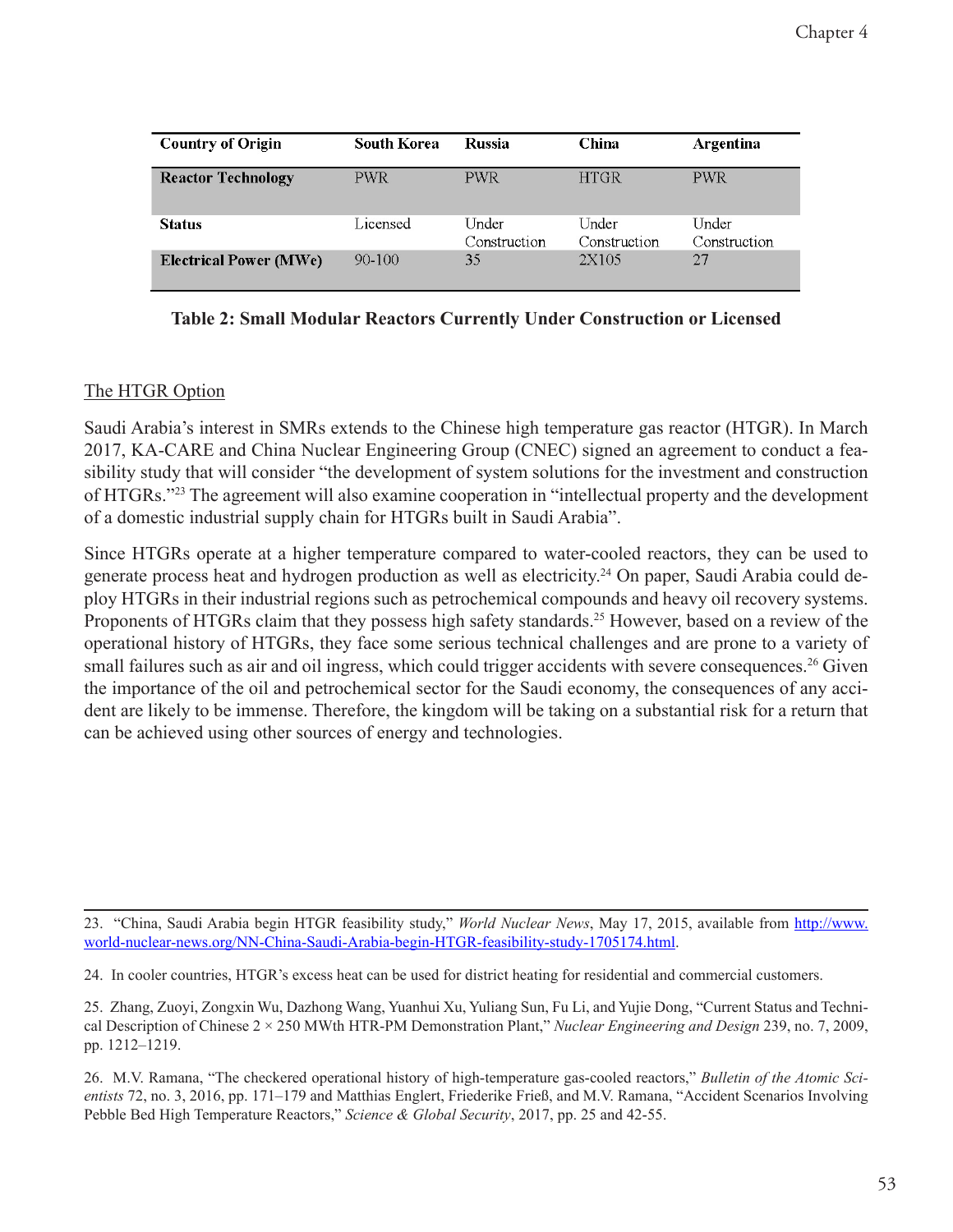| Country of Origin | South Korea | Russia | China | Argentina |
|---|---|---|---|---|
| Reactor Technology | PWR | PWR | HTGR | PWR |
| Status | Licensed | Under Construction | Under Construction | Under Construction |
| Electrical Power (MWe) | 90-100 | 35 | 2X105 | 27 |

**Table 2: Small Modular Reactors Currently Under Construction or Licensed**

The HTGR Option

Saudi Arabia's interest in SMRs extends to the Chinese high temperature gas reactor (HTGR). In March 2017, KA-CARE and China Nuclear Engineering Group (CNEC) signed an agreement to conduct a feasibility study that will consider "the development of system solutions for the investment and construction of HTGRs."[23] The agreement will also examine cooperation in "intellectual property and the development of a domestic industrial supply chain for HTGRs built in Saudi Arabia".

Since HTGRs operate at a higher temperature compared to water-cooled reactors, they can be used to generate process heat and hydrogen production as well as electricity.[24] On paper, Saudi Arabia could deploy HTGRs in their industrial regions such as petrochemical compounds and heavy oil recovery systems. Proponents of HTGRs claim that they possess high safety standards.[25] However, based on a review of the operational history of HTGRs, they face some serious technical challenges and are prone to a variety of small failures such as air and oil ingress, which could trigger accidents with severe consequences.[26] Given the importance of the oil and petrochemical sector for the Saudi economy, the consequences of any accident are likely to be immense. Therefore, the kingdom will be taking on a substantial risk for a return that can be achieved using other sources of energy and technologies.

---

23. "China, Saudi Arabia begin HTGR feasibility study," *World Nuclear News*, May 17, 2015, available from http://www.world-nuclear-news.org/NN-China-Saudi-Arabia-begin-HTGR-feasibility-study-1705174.html.

24. In cooler countries, HTGR's excess heat can be used for district heating for residential and commercial customers.

25. Zhang, Zuoyi, Zongxin Wu, Dazhong Wang, Yuanhui Xu, Yuliang Sun, Fu Li, and Yujie Dong, "Current Status and Technical Description of Chinese 2 × 250 MWth HTR-PM Demonstration Plant," *Nuclear Engineering and Design* 239, no. 7, 2009, pp. 1212–1219.

26. M.V. Ramana, "The checkered operational history of high-temperature gas-cooled reactors," *Bulletin of the Atomic Scientists* 72, no. 3, 2016, pp. 171–179 and Matthias Englert, Friederike Frieß, and M.V. Ramana, "Accident Scenarios Involving Pebble Bed High Temperature Reactors," *Science & Global Security*, 2017, pp. 25 and 42-55.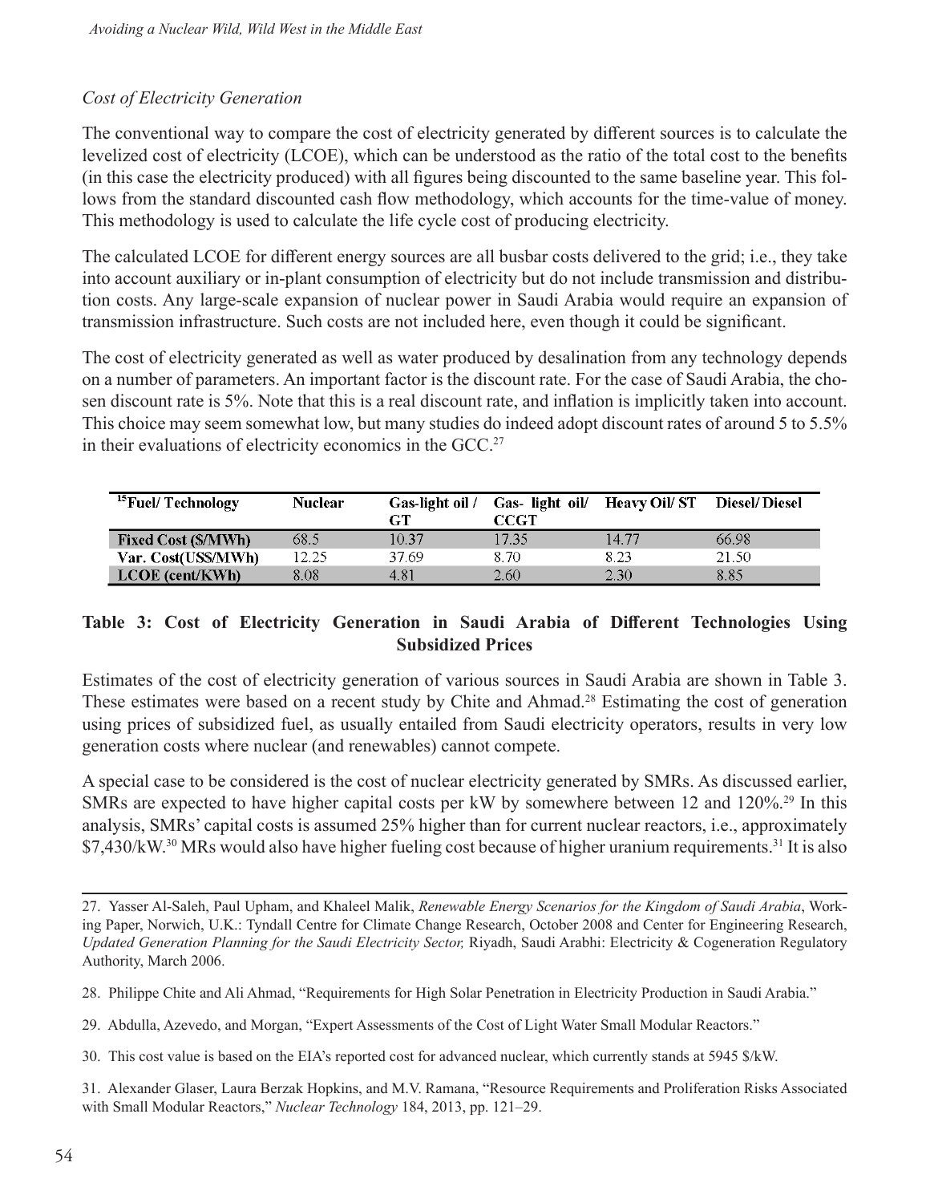*Cost of Electricity Generation*

The conventional way to compare the cost of electricity generated by different sources is to calculate the levelized cost of electricity (LCOE), which can be understood as the ratio of the total cost to the benefits (in this case the electricity produced) with all figures being discounted to the same baseline year. This follows from the standard discounted cash flow methodology, which accounts for the time-value of money. This methodology is used to calculate the life cycle cost of producing electricity.

The calculated LCOE for different energy sources are all busbar costs delivered to the grid; i.e., they take into account auxiliary or in-plant consumption of electricity but do not include transmission and distribution costs. Any large-scale expansion of nuclear power in Saudi Arabia would require an expansion of transmission infrastructure. Such costs are not included here, even though it could be significant.

The cost of electricity generated as well as water produced by desalination from any technology depends on a number of parameters. An important factor is the discount rate. For the case of Saudi Arabia, the chosen discount rate is 5%. Note that this is a real discount rate, and inflation is implicitly taken into account. This choice may seem somewhat low, but many studies do indeed adopt discount rates of around 5 to 5.5% in their evaluations of electricity economics in the GCC.[27]

| [15]Fuel/ Technology | Nuclear | Gas-light oil / GT | Gas- light oil/ CCGT | Heavy Oil/ ST | Diesel/ Diesel |
|---|---|---|---|---|---|
| **Fixed Cost ($/MWh)** | 68.5 | 10.37 | 17.35 | 14.77 | 66.98 |
| **Var. Cost(US$/MWh)** | 12.25 | 37.69 | 8.70 | 8.23 | 21.50 |
| **LCOE (cent/KWh)** | 8.08 | 4.81 | 2.60 | 2.30 | 8.85 |

**Table 3: Cost of Electricity Generation in Saudi Arabia of Different Technologies Using Subsidized Prices**

Estimates of the cost of electricity generation of various sources in Saudi Arabia are shown in Table 3. These estimates were based on a recent study by Chite and Ahmad.[28] Estimating the cost of generation using prices of subsidized fuel, as usually entailed from Saudi electricity operators, results in very low generation costs where nuclear (and renewables) cannot compete.

A special case to be considered is the cost of nuclear electricity generated by SMRs. As discussed earlier, SMRs are expected to have higher capital costs per kW by somewhere between 12 and 120%.[29] In this analysis, SMRs' capital costs is assumed 25% higher than for current nuclear reactors, i.e., approximately $7,430/kW.[30] MRs would also have higher fueling cost because of higher uranium requirements.[31] It is also

---

27. Yasser Al-Saleh, Paul Upham, and Khaleel Malik, *Renewable Energy Scenarios for the Kingdom of Saudi Arabia*, Working Paper, Norwich, U.K.: Tyndall Centre for Climate Change Research, October 2008 and Center for Engineering Research, *Updated Generation Planning for the Saudi Electricity Sector,* Riyadh, Saudi Arabhi: Electricity & Cogeneration Regulatory Authority, March 2006.

28. Philippe Chite and Ali Ahmad, "Requirements for High Solar Penetration in Electricity Production in Saudi Arabia."

29. Abdulla, Azevedo, and Morgan, "Expert Assessments of the Cost of Light Water Small Modular Reactors."

30. This cost value is based on the EIA's reported cost for advanced nuclear, which currently stands at 5945 $/kW.

31. Alexander Glaser, Laura Berzak Hopkins, and M.V. Ramana, "Resource Requirements and Proliferation Risks Associated with Small Modular Reactors," *Nuclear Technology* 184, 2013, pp. 121–29.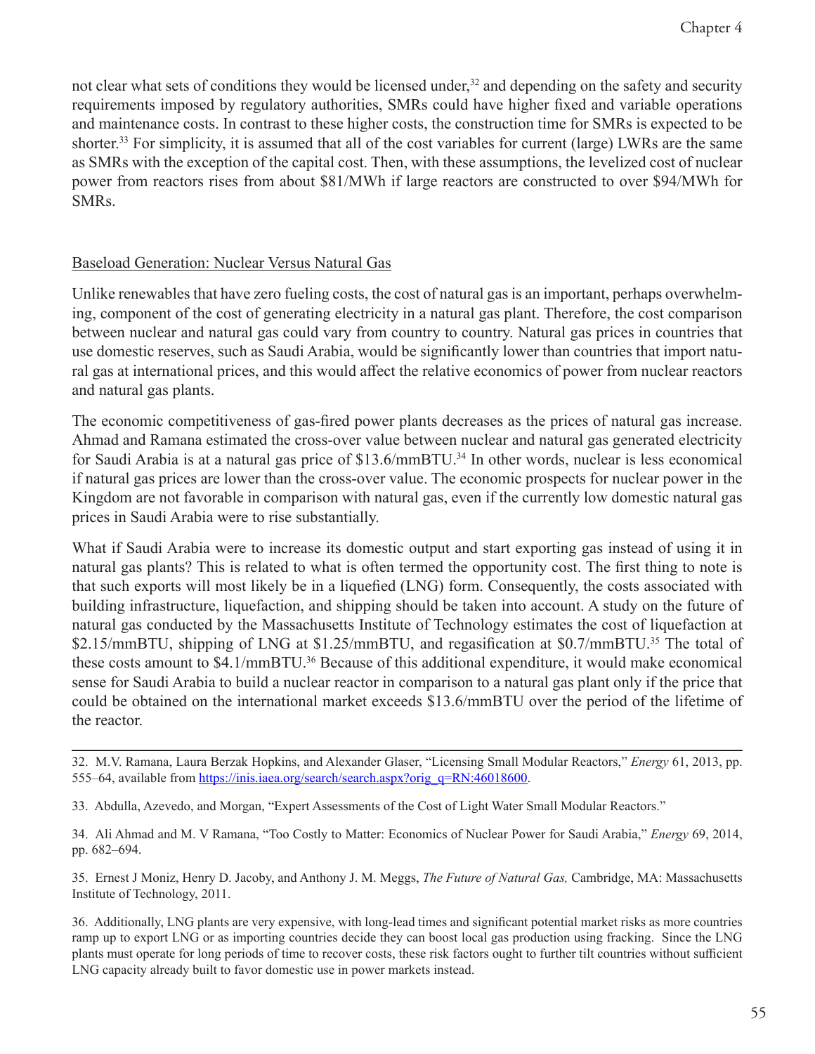not clear what sets of conditions they would be licensed under,[32] and depending on the safety and security requirements imposed by regulatory authorities, SMRs could have higher fixed and variable operations and maintenance costs. In contrast to these higher costs, the construction time for SMRs is expected to be shorter.[33] For simplicity, it is assumed that all of the cost variables for current (large) LWRs are the same as SMRs with the exception of the capital cost. Then, with these assumptions, the levelized cost of nuclear power from reactors rises from about $81/MWh if large reactors are constructed to over $94/MWh for SMRs.

## Baseload Generation: Nuclear Versus Natural Gas

Unlike renewables that have zero fueling costs, the cost of natural gas is an important, perhaps overwhelming, component of the cost of generating electricity in a natural gas plant. Therefore, the cost comparison between nuclear and natural gas could vary from country to country. Natural gas prices in countries that use domestic reserves, such as Saudi Arabia, would be significantly lower than countries that import natural gas at international prices, and this would affect the relative economics of power from nuclear reactors and natural gas plants.

The economic competitiveness of gas-fired power plants decreases as the prices of natural gas increase. Ahmad and Ramana estimated the cross-over value between nuclear and natural gas generated electricity for Saudi Arabia is at a natural gas price of $13.6/mmBTU.[34] In other words, nuclear is less economical if natural gas prices are lower than the cross-over value. The economic prospects for nuclear power in the Kingdom are not favorable in comparison with natural gas, even if the currently low domestic natural gas prices in Saudi Arabia were to rise substantially.

What if Saudi Arabia were to increase its domestic output and start exporting gas instead of using it in natural gas plants? This is related to what is often termed the opportunity cost. The first thing to note is that such exports will most likely be in a liquefied (LNG) form. Consequently, the costs associated with building infrastructure, liquefaction, and shipping should be taken into account. A study on the future of natural gas conducted by the Massachusetts Institute of Technology estimates the cost of liquefaction at $2.15/mmBTU, shipping of LNG at $1.25/mmBTU, and regasification at $0.7/mmBTU.[35] The total of these costs amount to $4.1/mmBTU.[36] Because of this additional expenditure, it would make economical sense for Saudi Arabia to build a nuclear reactor in comparison to a natural gas plant only if the price that could be obtained on the international market exceeds $13.6/mmBTU over the period of the lifetime of the reactor.

---

32. M.V. Ramana, Laura Berzak Hopkins, and Alexander Glaser, "Licensing Small Modular Reactors," *Energy* 61, 2013, pp. 555–64, available from https://inis.iaea.org/search/search.aspx?orig_q=RN:46018600.

33. Abdulla, Azevedo, and Morgan, "Expert Assessments of the Cost of Light Water Small Modular Reactors."

34. Ali Ahmad and M. V Ramana, "Too Costly to Matter: Economics of Nuclear Power for Saudi Arabia," *Energy* 69, 2014, pp. 682–694.

35. Ernest J Moniz, Henry D. Jacoby, and Anthony J. M. Meggs, *The Future of Natural Gas,* Cambridge, MA: Massachusetts Institute of Technology, 2011.

36. Additionally, LNG plants are very expensive, with long-lead times and significant potential market risks as more countries ramp up to export LNG or as importing countries decide they can boost local gas production using fracking. Since the LNG plants must operate for long periods of time to recover costs, these risk factors ought to further tilt countries without sufficient LNG capacity already built to favor domestic use in power markets instead.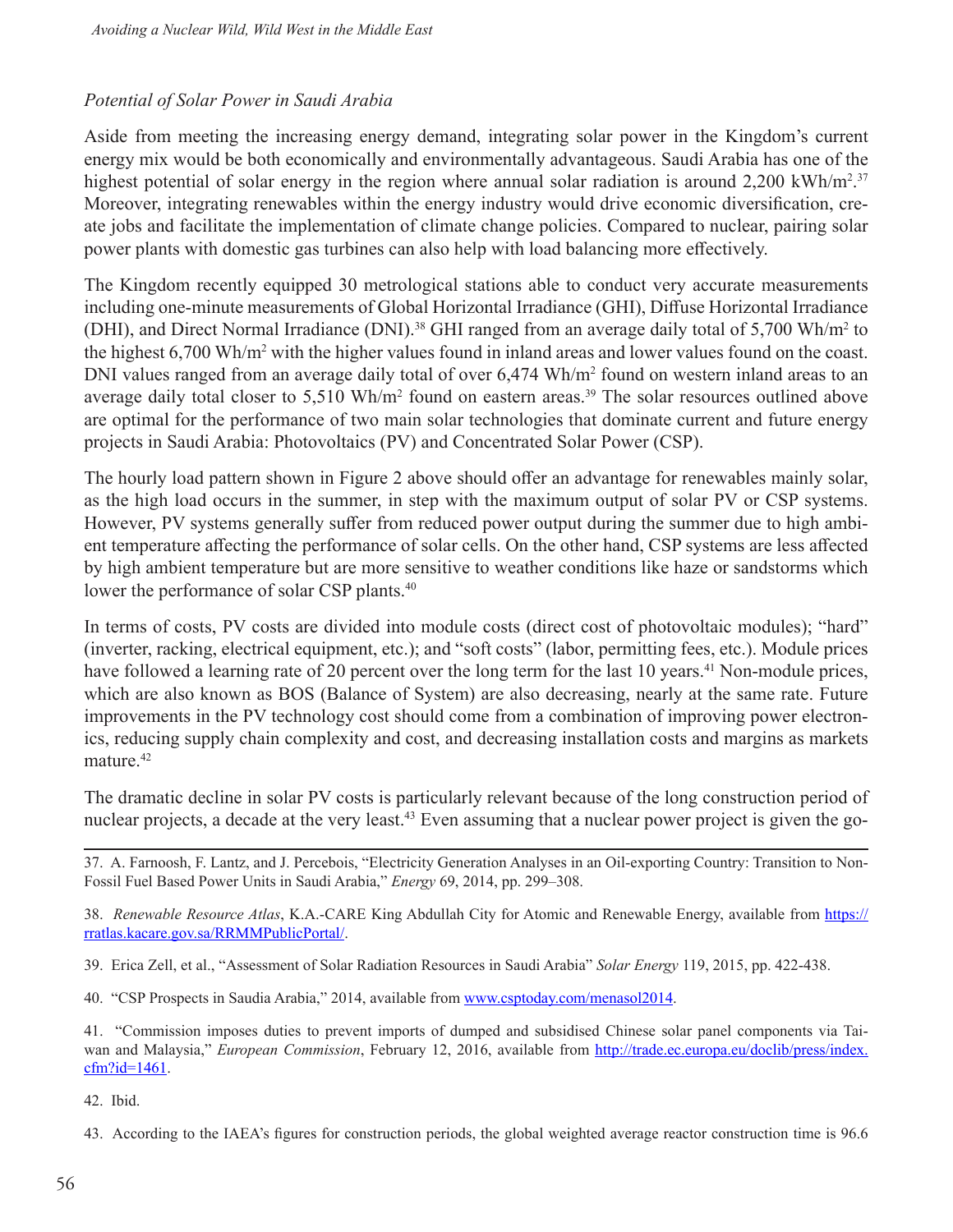*Potential of Solar Power in Saudi Arabia*

Aside from meeting the increasing energy demand, integrating solar power in the Kingdom's current energy mix would be both economically and environmentally advantageous. Saudi Arabia has one of the highest potential of solar energy in the region where annual solar radiation is around 2,200 kWh/m$^2$.[37] Moreover, integrating renewables within the energy industry would drive economic diversification, create jobs and facilitate the implementation of climate change policies. Compared to nuclear, pairing solar power plants with domestic gas turbines can also help with load balancing more effectively.

The Kingdom recently equipped 30 metrological stations able to conduct very accurate measurements including one-minute measurements of Global Horizontal Irradiance (GHI), Diffuse Horizontal Irradiance (DHI), and Direct Normal Irradiance (DNI).[38] GHI ranged from an average daily total of 5,700 Wh/m$^2$ to the highest 6,700 Wh/m$^2$ with the higher values found in inland areas and lower values found on the coast. DNI values ranged from an average daily total of over 6,474 Wh/m$^2$ found on western inland areas to an average daily total closer to 5,510 Wh/m$^2$ found on eastern areas.[39] The solar resources outlined above are optimal for the performance of two main solar technologies that dominate current and future energy projects in Saudi Arabia: Photovoltaics (PV) and Concentrated Solar Power (CSP).

The hourly load pattern shown in Figure 2 above should offer an advantage for renewables mainly solar, as the high load occurs in the summer, in step with the maximum output of solar PV or CSP systems. However, PV systems generally suffer from reduced power output during the summer due to high ambient temperature affecting the performance of solar cells. On the other hand, CSP systems are less affected by high ambient temperature but are more sensitive to weather conditions like haze or sandstorms which lower the performance of solar CSP plants.[40]

In terms of costs, PV costs are divided into module costs (direct cost of photovoltaic modules); "hard" (inverter, racking, electrical equipment, etc.); and "soft costs" (labor, permitting fees, etc.). Module prices have followed a learning rate of 20 percent over the long term for the last 10 years.[41] Non-module prices, which are also known as BOS (Balance of System) are also decreasing, nearly at the same rate. Future improvements in the PV technology cost should come from a combination of improving power electronics, reducing supply chain complexity and cost, and decreasing installation costs and margins as markets mature.[42]

The dramatic decline in solar PV costs is particularly relevant because of the long construction period of nuclear projects, a decade at the very least.[43] Even assuming that a nuclear power project is given the go-

---

37. A. Farnoosh, F. Lantz, and J. Percebois, "Electricity Generation Analyses in an Oil-exporting Country: Transition to Non-Fossil Fuel Based Power Units in Saudi Arabia," *Energy* 69, 2014, pp. 299–308.

38. *Renewable Resource Atlas*, K.A.-CARE King Abdullah City for Atomic and Renewable Energy, available from https://rratlas.kacare.gov.sa/RRMMPublicPortal/.

39. Erica Zell, et al., "Assessment of Solar Radiation Resources in Saudi Arabia" *Solar Energy* 119, 2015, pp. 422-438.

40. "CSP Prospects in Saudia Arabia," 2014, available from www.csptoday.com/menasol2014.

41. "Commission imposes duties to prevent imports of dumped and subsidised Chinese solar panel components via Taiwan and Malaysia," *European Commission*, February 12, 2016, available from http://trade.ec.europa.eu/doclib/press/index.cfm?id=1461.

42. Ibid.

43. According to the IAEA's figures for construction periods, the global weighted average reactor construction time is 96.6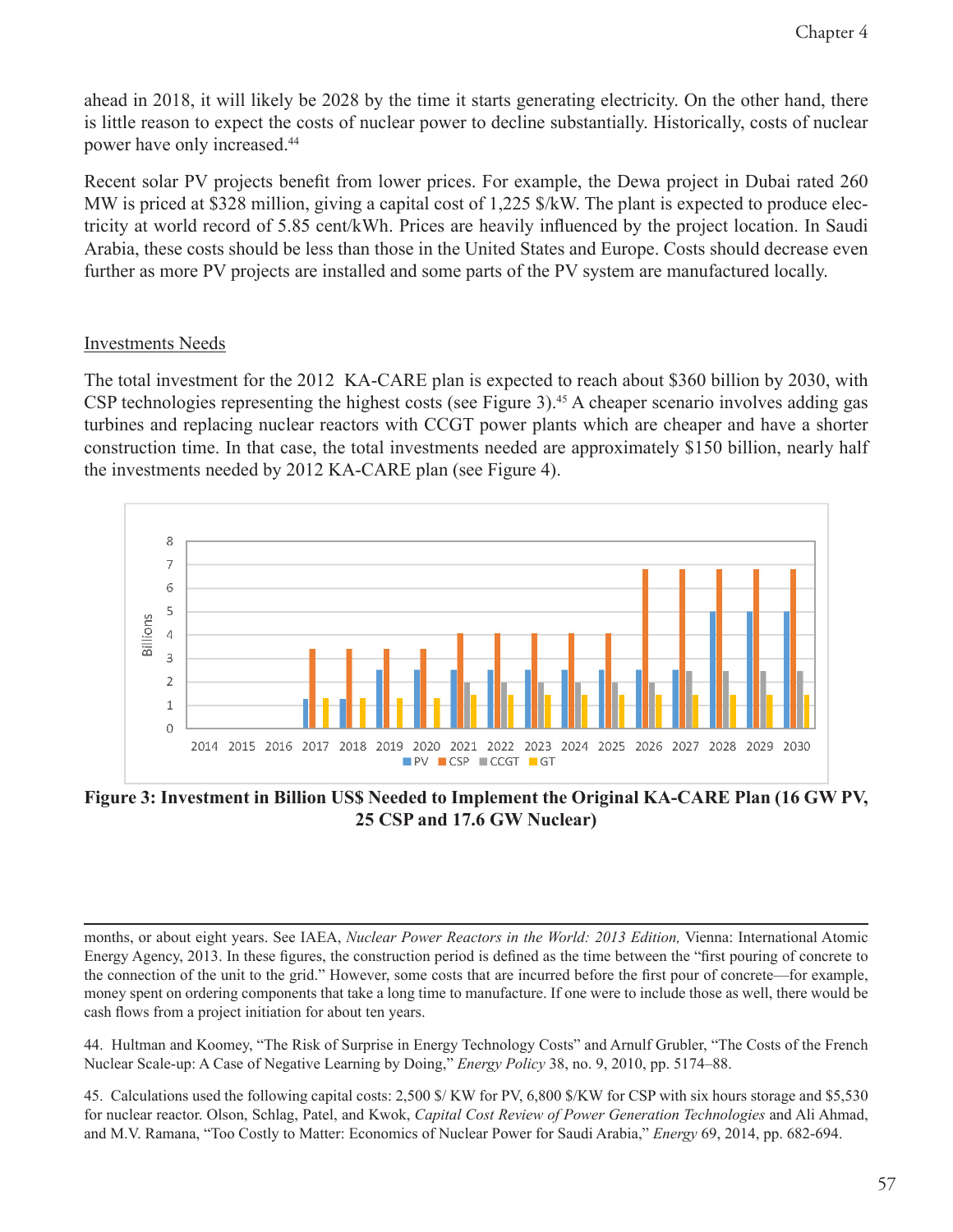ahead in 2018, it will likely be 2028 by the time it starts generating electricity. On the other hand, there is little reason to expect the costs of nuclear power to decline substantially. Historically, costs of nuclear power have only increased.[44]

Recent solar PV projects benefit from lower prices. For example, the Dewa project in Dubai rated 260 MW is priced at $328 million, giving a capital cost of 1,225 $/kW. The plant is expected to produce electricity at world record of 5.85 cent/kWh. Prices are heavily influenced by the project location. In Saudi Arabia, these costs should be less than those in the United States and Europe. Costs should decrease even further as more PV projects are installed and some parts of the PV system are manufactured locally.

## Investments Needs

The total investment for the 2012 KA-CARE plan is expected to reach about $360 billion by 2030, with CSP technologies representing the highest costs (see Figure 3).[45] A cheaper scenario involves adding gas turbines and replacing nuclear reactors with CCGT power plants which are cheaper and have a shorter construction time. In that case, the total investments needed are approximately $150 billion, nearly half the investments needed by 2012 KA-CARE plan (see Figure 4).

**Figure 3: Investment in Billion US$ Needed to Implement the Original KA-CARE Plan (16 GW PV, 25 CSP and 17.6 GW Nuclear)**

---

months, or about eight years. See IAEA, *Nuclear Power Reactors in the World: 2013 Edition,* Vienna: International Atomic Energy Agency, 2013. In these figures, the construction period is defined as the time between the "first pouring of concrete to the connection of the unit to the grid." However, some costs that are incurred before the first pour of concrete—for example, money spent on ordering components that take a long time to manufacture. If one were to include those as well, there would be cash flows from a project initiation for about ten years.

44. Hultman and Koomey, "The Risk of Surprise in Energy Technology Costs" and Arnulf Grubler, "The Costs of the French Nuclear Scale-up: A Case of Negative Learning by Doing," *Energy Policy* 38, no. 9, 2010, pp. 5174–88.

45. Calculations used the following capital costs: 2,500 $/ KW for PV, 6,800 $/KW for CSP with six hours storage and $5,530 for nuclear reactor. Olson, Schlag, Patel, and Kwok, *Capital Cost Review of Power Generation Technologies* and Ali Ahmad, and M.V. Ramana, "Too Costly to Matter: Economics of Nuclear Power for Saudi Arabia," *Energy* 69, 2014, pp. 682-694.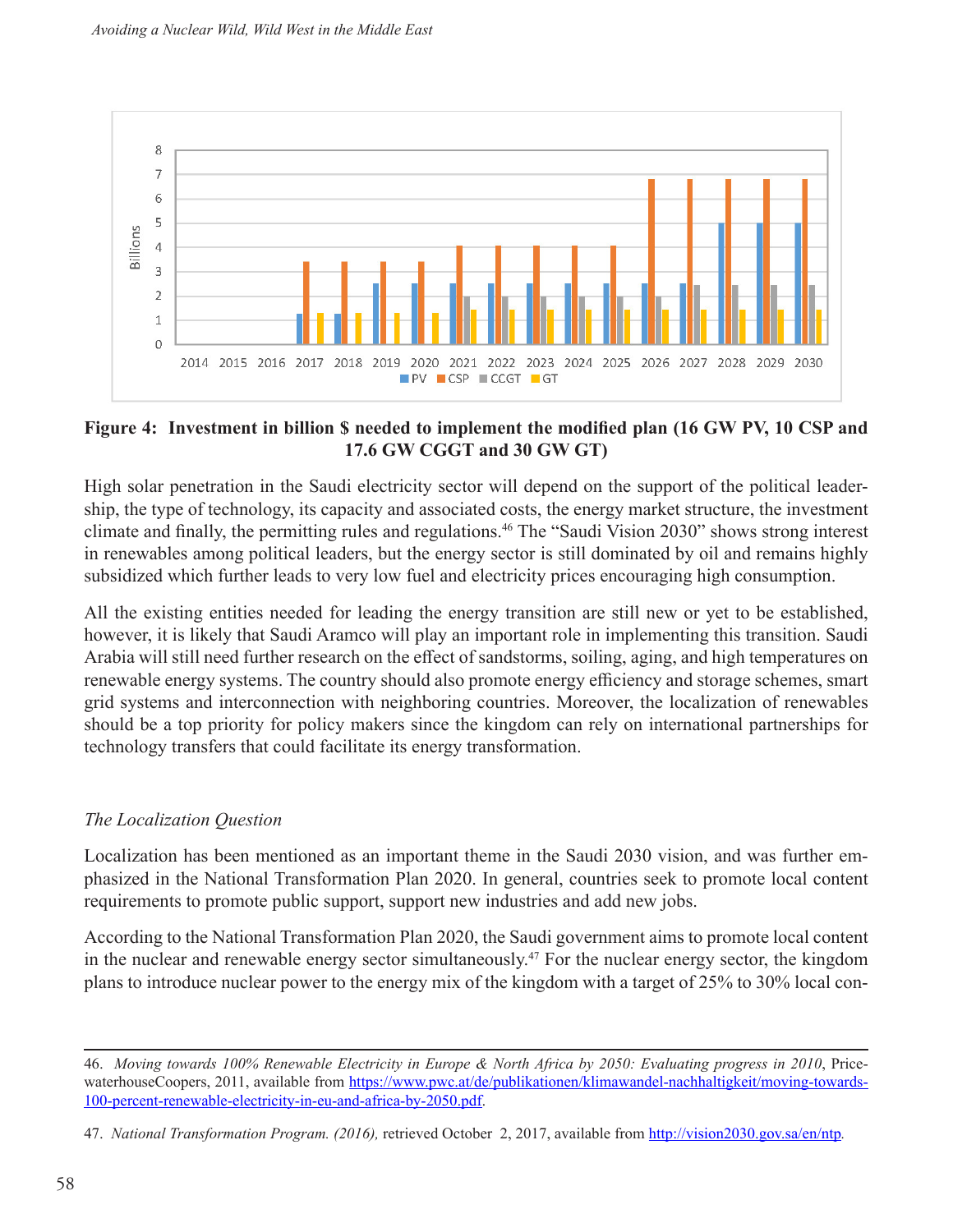Figure 4: **Investment in billion $ needed to implement the modified plan (16 GW PV, 10 CSP and 17.6 GW CGGT and 30 GW GT)**

High solar penetration in the Saudi electricity sector will depend on the support of the political leadership, the type of technology, its capacity and associated costs, the energy market structure, the investment climate and finally, the permitting rules and regulations.[46] The "Saudi Vision 2030" shows strong interest in renewables among political leaders, but the energy sector is still dominated by oil and remains highly subsidized which further leads to very low fuel and electricity prices encouraging high consumption.

All the existing entities needed for leading the energy transition are still new or yet to be established, however, it is likely that Saudi Aramco will play an important role in implementing this transition. Saudi Arabia will still need further research on the effect of sandstorms, soiling, aging, and high temperatures on renewable energy systems. The country should also promote energy efficiency and storage schemes, smart grid systems and interconnection with neighboring countries. Moreover, the localization of renewables should be a top priority for policy makers since the kingdom can rely on international partnerships for technology transfers that could facilitate its energy transformation.

### *The Localization Question*

Localization has been mentioned as an important theme in the Saudi 2030 vision, and was further emphasized in the National Transformation Plan 2020. In general, countries seek to promote local content requirements to promote public support, support new industries and add new jobs.

According to the National Transformation Plan 2020, the Saudi government aims to promote local content in the nuclear and renewable energy sector simultaneously.[47] For the nuclear energy sector, the kingdom plans to introduce nuclear power to the energy mix of the kingdom with a target of 25% to 30% local con-

---

46. *Moving towards 100% Renewable Electricity in Europe & North Africa by 2050: Evaluating progress in 2010*, PricewaterhouseCoopers, 2011, available from https://www.pwc.at/de/publikationen/klimawandel-nachhaltigkeit/moving-towards-100-percent-renewable-electricity-in-eu-and-africa-by-2050.pdf.

47. *National Transformation Program. (2016),* retrieved October 2, 2017, available from http://vision2030.gov.sa/en/ntp.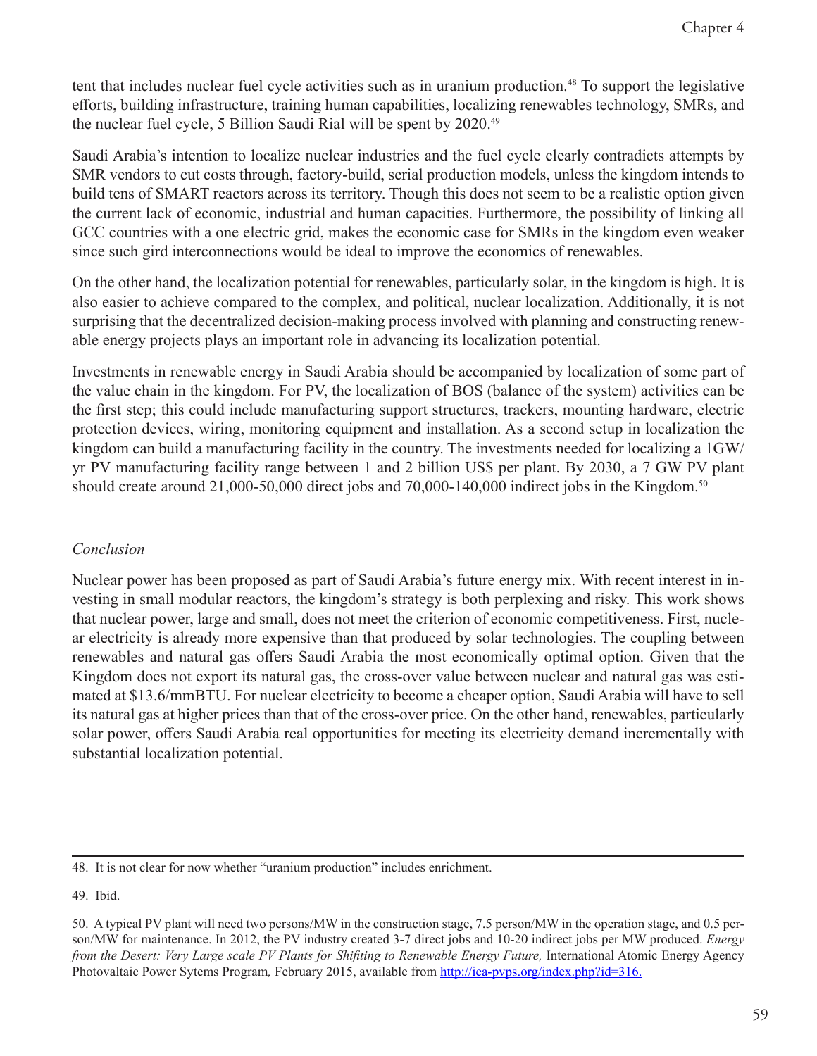tent that includes nuclear fuel cycle activities such as in uranium production.[48] To support the legislative efforts, building infrastructure, training human capabilities, localizing renewables technology, SMRs, and the nuclear fuel cycle, 5 Billion Saudi Rial will be spent by 2020.[49]

Saudi Arabia's intention to localize nuclear industries and the fuel cycle clearly contradicts attempts by SMR vendors to cut costs through, factory-build, serial production models, unless the kingdom intends to build tens of SMART reactors across its territory. Though this does not seem to be a realistic option given the current lack of economic, industrial and human capacities. Furthermore, the possibility of linking all GCC countries with a one electric grid, makes the economic case for SMRs in the kingdom even weaker since such gird interconnections would be ideal to improve the economics of renewables.

On the other hand, the localization potential for renewables, particularly solar, in the kingdom is high. It is also easier to achieve compared to the complex, and political, nuclear localization. Additionally, it is not surprising that the decentralized decision-making process involved with planning and constructing renewable energy projects plays an important role in advancing its localization potential.

Investments in renewable energy in Saudi Arabia should be accompanied by localization of some part of the value chain in the kingdom. For PV, the localization of BOS (balance of the system) activities can be the first step; this could include manufacturing support structures, trackers, mounting hardware, electric protection devices, wiring, monitoring equipment and installation. As a second setup in localization the kingdom can build a manufacturing facility in the country. The investments needed for localizing a 1GW/yr PV manufacturing facility range between 1 and 2 billion US$ per plant. By 2030, a 7 GW PV plant should create around 21,000-50,000 direct jobs and 70,000-140,000 indirect jobs in the Kingdom.[50]

### *Conclusion*

Nuclear power has been proposed as part of Saudi Arabia's future energy mix. With recent interest in investing in small modular reactors, the kingdom's strategy is both perplexing and risky. This work shows that nuclear power, large and small, does not meet the criterion of economic competitiveness. First, nuclear electricity is already more expensive than that produced by solar technologies. The coupling between renewables and natural gas offers Saudi Arabia the most economically optimal option. Given that the Kingdom does not export its natural gas, the cross-over value between nuclear and natural gas was estimated at $13.6/mmBTU. For nuclear electricity to become a cheaper option, Saudi Arabia will have to sell its natural gas at higher prices than that of the cross-over price. On the other hand, renewables, particularly solar power, offers Saudi Arabia real opportunities for meeting its electricity demand incrementally with substantial localization potential.

---

48. It is not clear for now whether "uranium production" includes enrichment.

49. Ibid.

50. A typical PV plant will need two persons/MW in the construction stage, 7.5 person/MW in the operation stage, and 0.5 person/MW for maintenance. In 2012, the PV industry created 3-7 direct jobs and 10-20 indirect jobs per MW produced. *Energy from the Desert: Very Large scale PV Plants for Shifiting to Renewable Energy Future,* International Atomic Energy Agency Photovaltaic Power Sytems Program*,* February 2015, available from http://iea-pvps.org/index.php?id=316.